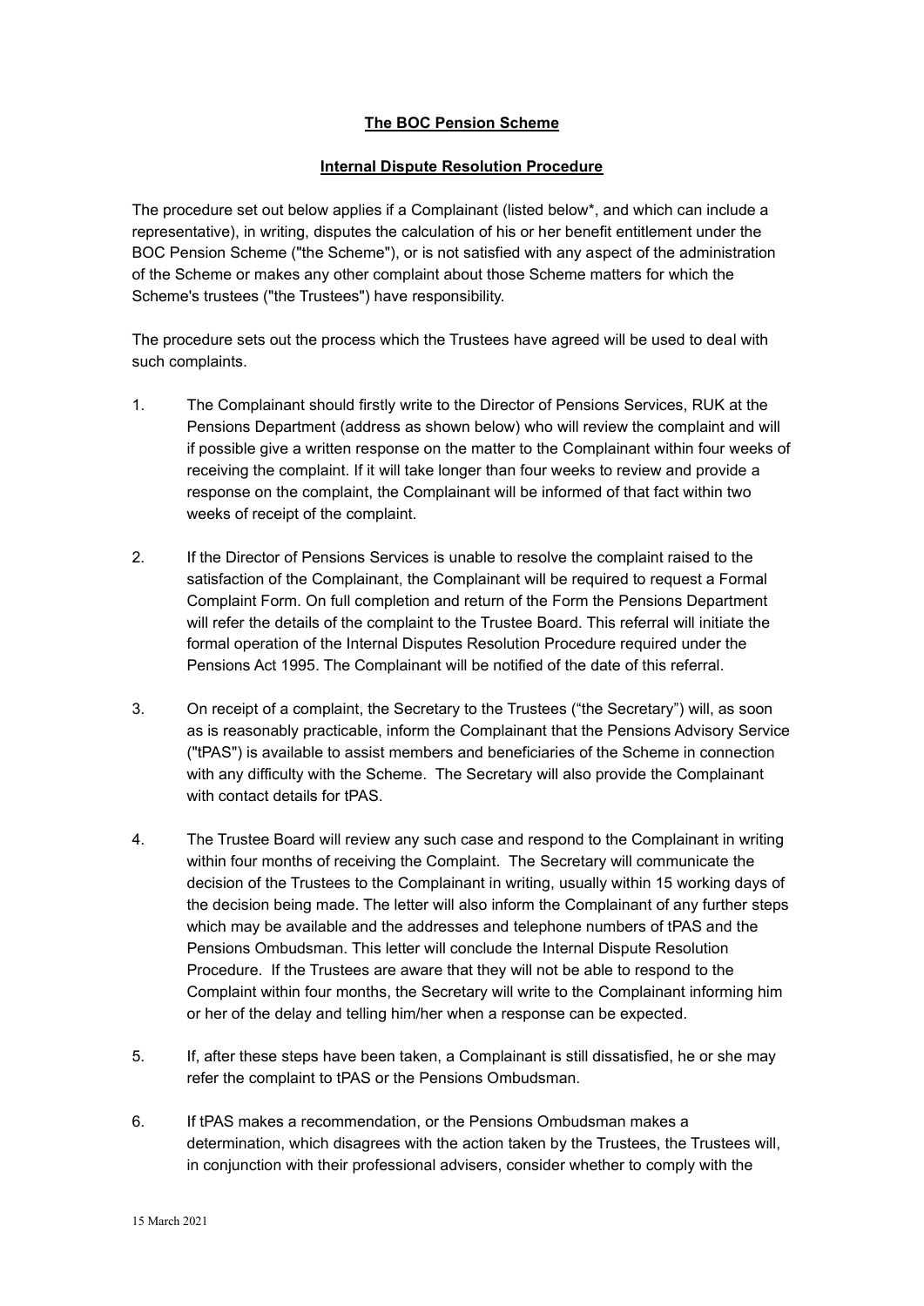**The BOC Pension Scheme**

**Internal Dispute Resolution Procedure**

The procedure set out below applies if a Complainant (listed below*, and which can include a representative), in writing, disputes the calculation of his or her benefit entitlement under the BOC Pension Scheme ("the Scheme"), or is not satisfied with any aspect of the administration of the Scheme or makes any other complaint about those Scheme matters for which the Scheme's trustees ("the Trustees") have responsibility.

The procedure sets out the process which the Trustees have agreed will be used to deal with such complaints.

1. The Complainant should firstly write to the Director of Pensions Services, RUK at the Pensions Department (address as shown below) who will review the complaint and will if possible give a written response on the matter to the Complainant within four weeks of receiving the complaint. If it will take longer than four weeks to review and provide a response on the complaint, the Complainant will be informed of that fact within two weeks of receipt of the complaint.

2. If the Director of Pensions Services is unable to resolve the complaint raised to the satisfaction of the Complainant, the Complainant will be required to request a Formal Complaint Form. On full completion and return of the Form the Pensions Department will refer the details of the complaint to the Trustee Board. This referral will initiate the formal operation of the Internal Disputes Resolution Procedure required under the Pensions Act 1995. The Complainant will be notified of the date of this referral.

3. On receipt of a complaint, the Secretary to the Trustees ("the Secretary") will, as soon as is reasonably practicable, inform the Complainant that the Pensions Advisory Service ("tPAS") is available to assist members and beneficiaries of the Scheme in connection with any difficulty with the Scheme. The Secretary will also provide the Complainant with contact details for tPAS.

4. The Trustee Board will review any such case and respond to the Complainant in writing within four months of receiving the Complaint. The Secretary will communicate the decision of the Trustees to the Complainant in writing, usually within 15 working days of the decision being made. The letter will also inform the Complainant of any further steps which may be available and the addresses and telephone numbers of tPAS and the Pensions Ombudsman. This letter will conclude the Internal Dispute Resolution Procedure. If the Trustees are aware that they will not be able to respond to the Complaint within four months, the Secretary will write to the Complainant informing him or her of the delay and telling him/her when a response can be expected.

5. If, after these steps have been taken, a Complainant is still dissatisfied, he or she may refer the complaint to tPAS or the Pensions Ombudsman.

6. If tPAS makes a recommendation, or the Pensions Ombudsman makes a determination, which disagrees with the action taken by the Trustees, the Trustees will, in conjunction with their professional advisers, consider whether to comply with the

15 March 2021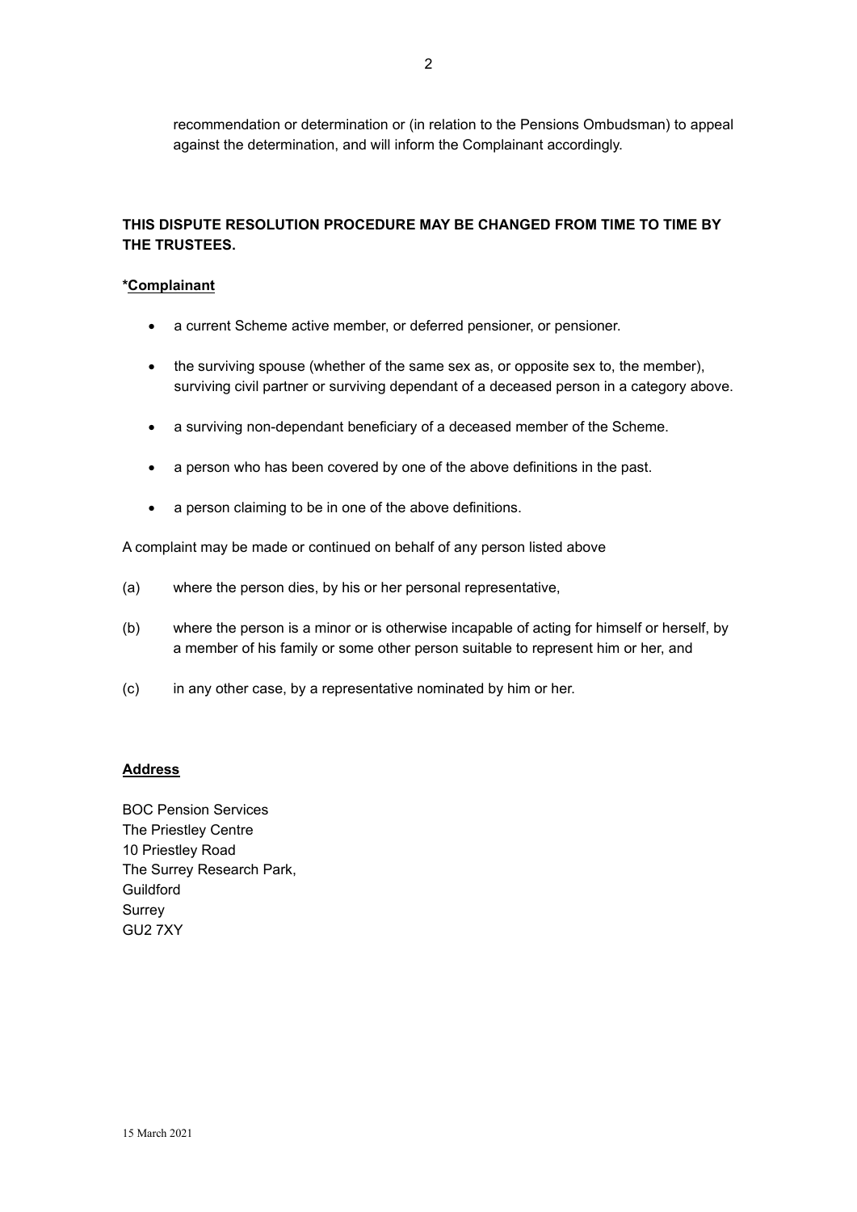recommendation or determination or (in relation to the Pensions Ombudsman) to appeal against the determination, and will inform the Complainant accordingly.

**THIS DISPUTE RESOLUTION PROCEDURE MAY BE CHANGED FROM TIME TO TIME BY THE TRUSTEES.**

**\*Complainant**

- a current Scheme active member, or deferred pensioner, or pensioner.
- the surviving spouse (whether of the same sex as, or opposite sex to, the member), surviving civil partner or surviving dependant of a deceased person in a category above.
- a surviving non-dependant beneficiary of a deceased member of the Scheme.
- a person who has been covered by one of the above definitions in the past.
- a person claiming to be in one of the above definitions.

A complaint may be made or continued on behalf of any person listed above

(a) where the person dies, by his or her personal representative,

(b) where the person is a minor or is otherwise incapable of acting for himself or herself, by a member of his family or some other person suitable to represent him or her, and

(c) in any other case, by a representative nominated by him or her.

**Address**

BOC Pension Services
The Priestley Centre
10 Priestley Road
The Surrey Research Park,
Guildford
Surrey
GU2 7XY

15 March 2021